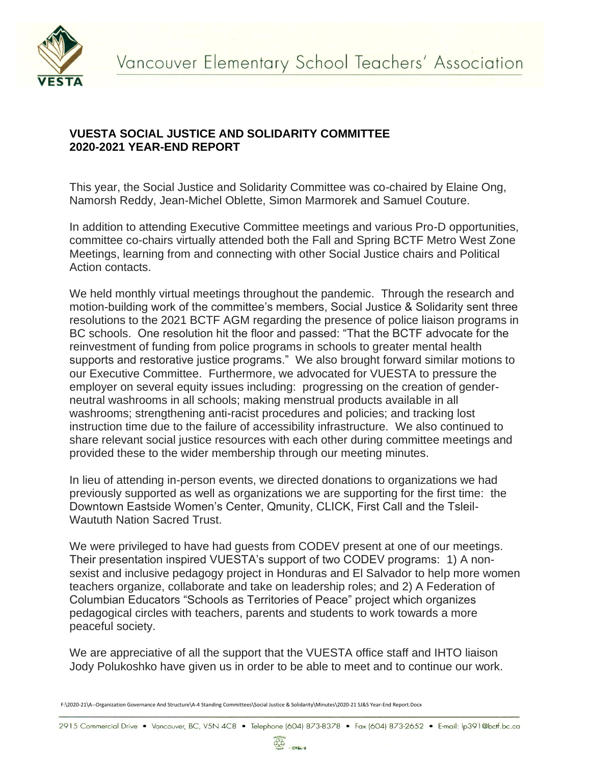Vancouver Elementary School Teachers' Association

## VUESTA SOCIAL JUSTICE AND SOLIDARITY COMMITTEE
## 2020-2021 YEAR-END REPORT

This year, the Social Justice and Solidarity Committee was co-chaired by Elaine Ong, Namorsh Reddy, Jean-Michel Oblette, Simon Marmorek and Samuel Couture.

In addition to attending Executive Committee meetings and various Pro-D opportunities, committee co-chairs virtually attended both the Fall and Spring BCTF Metro West Zone Meetings, learning from and connecting with other Social Justice chairs and Political Action contacts.

We held monthly virtual meetings throughout the pandemic. Through the research and motion-building work of the committee's members, Social Justice & Solidarity sent three resolutions to the 2021 BCTF AGM regarding the presence of police liaison programs in BC schools. One resolution hit the floor and passed: "That the BCTF advocate for the reinvestment of funding from police programs in schools to greater mental health supports and restorative justice programs." We also brought forward similar motions to our Executive Committee. Furthermore, we advocated for VUESTA to pressure the employer on several equity issues including: progressing on the creation of gender-neutral washrooms in all schools; making menstrual products available in all washrooms; strengthening anti-racist procedures and policies; and tracking lost instruction time due to the failure of accessibility infrastructure. We also continued to share relevant social justice resources with each other during committee meetings and provided these to the wider membership through our meeting minutes.

In lieu of attending in-person events, we directed donations to organizations we had previously supported as well as organizations we are supporting for the first time: the Downtown Eastside Women's Center, Qmunity, CLICK, First Call and the Tsleil-Waututh Nation Sacred Trust.

We were privileged to have had guests from CODEV present at one of our meetings. Their presentation inspired VUESTA's support of two CODEV programs: 1) A non-sexist and inclusive pedagogy project in Honduras and El Salvador to help more women teachers organize, collaborate and take on leadership roles; and 2) A Federation of Columbian Educators "Schools as Territories of Peace" project which organizes pedagogical circles with teachers, parents and students to work towards a more peaceful society.

We are appreciative of all the support that the VUESTA office staff and IHTO liaison Jody Polukoshko have given us in order to be able to meet and to continue our work.

F:\2020-21\A--Organization Governance And Structure\A-4 Standing Committees\Social Justice & Solidarity\Minutes\2020-21 SJ&S Year-End Report.Docx

2915 Commercial Drive • Vancouver, BC, V5N 4C8 • Telephone (604) 873-8378 • Fax (604) 873-2652 • E-mail: lp391@bctf.bc.ca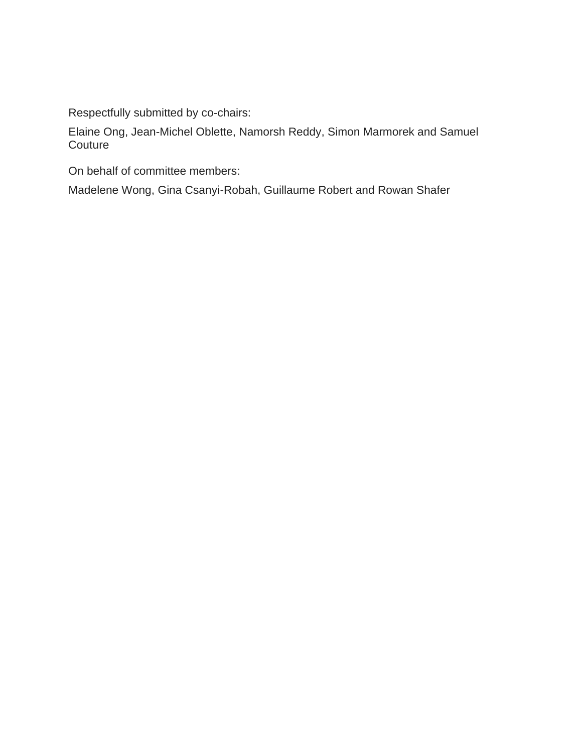Respectfully submitted by co-chairs:

Elaine Ong, Jean-Michel Oblette, Namorsh Reddy, Simon Marmorek and Samuel Couture

On behalf of committee members:

Madelene Wong, Gina Csanyi-Robah, Guillaume Robert and Rowan Shafer